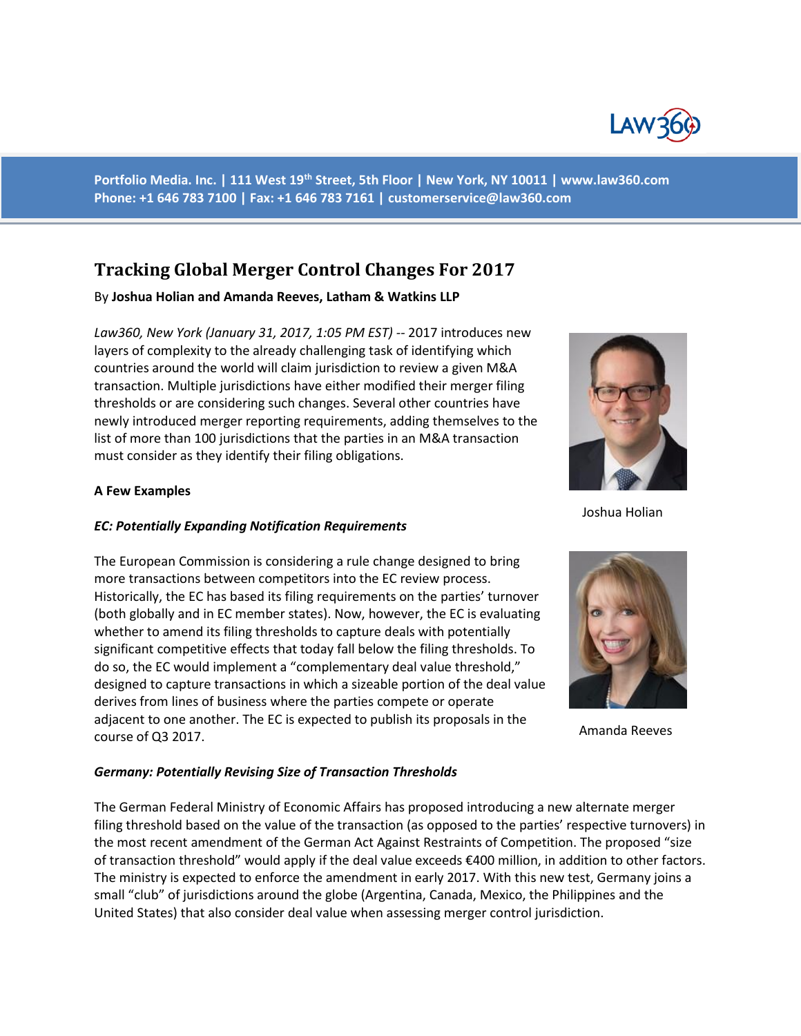Portfolio Media. Inc. | 111 West 19th Street, 5th Floor | New York, NY 10011 | www.law360.com
Phone: +1 646 783 7100 | Fax: +1 646 783 7161 | customerservice@law360.com

# Tracking Global Merger Control Changes For 2017

By **Joshua Holian and Amanda Reeves, Latham & Watkins LLP**

*Law360, New York (January 31, 2017, 1:05 PM EST)* -- 2017 introduces new layers of complexity to the already challenging task of identifying which countries around the world will claim jurisdiction to review a given M&A transaction. Multiple jurisdictions have either modified their merger filing thresholds or are considering such changes. Several other countries have newly introduced merger reporting requirements, adding themselves to the list of more than 100 jurisdictions that the parties in an M&A transaction must consider as they identify their filing obligations.

Joshua Holian

Amanda Reeves

**A Few Examples**

***EC: Potentially Expanding Notification Requirements***

The European Commission is considering a rule change designed to bring more transactions between competitors into the EC review process. Historically, the EC has based its filing requirements on the parties' turnover (both globally and in EC member states). Now, however, the EC is evaluating whether to amend its filing thresholds to capture deals with potentially significant competitive effects that today fall below the filing thresholds. To do so, the EC would implement a "complementary deal value threshold," designed to capture transactions in which a sizeable portion of the deal value derives from lines of business where the parties compete or operate adjacent to one another. The EC is expected to publish its proposals in the course of Q3 2017.

***Germany: Potentially Revising Size of Transaction Thresholds***

The German Federal Ministry of Economic Affairs has proposed introducing a new alternate merger filing threshold based on the value of the transaction (as opposed to the parties' respective turnovers) in the most recent amendment of the German Act Against Restraints of Competition. The proposed "size of transaction threshold" would apply if the deal value exceeds €400 million, in addition to other factors. The ministry is expected to enforce the amendment in early 2017. With this new test, Germany joins a small "club" of jurisdictions around the globe (Argentina, Canada, Mexico, the Philippines and the United States) that also consider deal value when assessing merger control jurisdiction.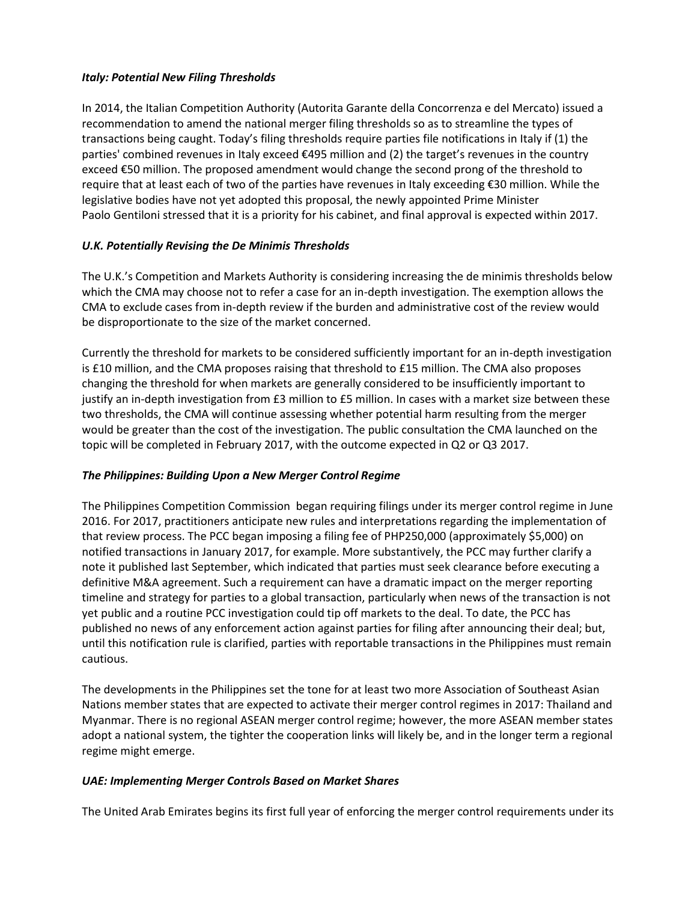### *Italy: Potential New Filing Thresholds*

In 2014, the Italian Competition Authority (Autorita Garante della Concorrenza e del Mercato) issued a recommendation to amend the national merger filing thresholds so as to streamline the types of transactions being caught. Today's filing thresholds require parties file notifications in Italy if (1) the parties' combined revenues in Italy exceed €495 million and (2) the target's revenues in the country exceed €50 million. The proposed amendment would change the second prong of the threshold to require that at least each of two of the parties have revenues in Italy exceeding €30 million. While the legislative bodies have not yet adopted this proposal, the newly appointed Prime Minister Paolo Gentiloni stressed that it is a priority for his cabinet, and final approval is expected within 2017.

### *U.K. Potentially Revising the De Minimis Thresholds*

The U.K.'s Competition and Markets Authority is considering increasing the de minimis thresholds below which the CMA may choose not to refer a case for an in-depth investigation. The exemption allows the CMA to exclude cases from in-depth review if the burden and administrative cost of the review would be disproportionate to the size of the market concerned.

Currently the threshold for markets to be considered sufficiently important for an in-depth investigation is £10 million, and the CMA proposes raising that threshold to £15 million. The CMA also proposes changing the threshold for when markets are generally considered to be insufficiently important to justify an in-depth investigation from £3 million to £5 million. In cases with a market size between these two thresholds, the CMA will continue assessing whether potential harm resulting from the merger would be greater than the cost of the investigation. The public consultation the CMA launched on the topic will be completed in February 2017, with the outcome expected in Q2 or Q3 2017.

### *The Philippines: Building Upon a New Merger Control Regime*

The Philippines Competition Commission began requiring filings under its merger control regime in June 2016. For 2017, practitioners anticipate new rules and interpretations regarding the implementation of that review process. The PCC began imposing a filing fee of PHP250,000 (approximately $5,000) on notified transactions in January 2017, for example. More substantively, the PCC may further clarify a note it published last September, which indicated that parties must seek clearance before executing a definitive M&A agreement. Such a requirement can have a dramatic impact on the merger reporting timeline and strategy for parties to a global transaction, particularly when news of the transaction is not yet public and a routine PCC investigation could tip off markets to the deal. To date, the PCC has published no news of any enforcement action against parties for filing after announcing their deal; but, until this notification rule is clarified, parties with reportable transactions in the Philippines must remain cautious.

The developments in the Philippines set the tone for at least two more Association of Southeast Asian Nations member states that are expected to activate their merger control regimes in 2017: Thailand and Myanmar. There is no regional ASEAN merger control regime; however, the more ASEAN member states adopt a national system, the tighter the cooperation links will likely be, and in the longer term a regional regime might emerge.

### *UAE: Implementing Merger Controls Based on Market Shares*

The United Arab Emirates begins its first full year of enforcing the merger control requirements under its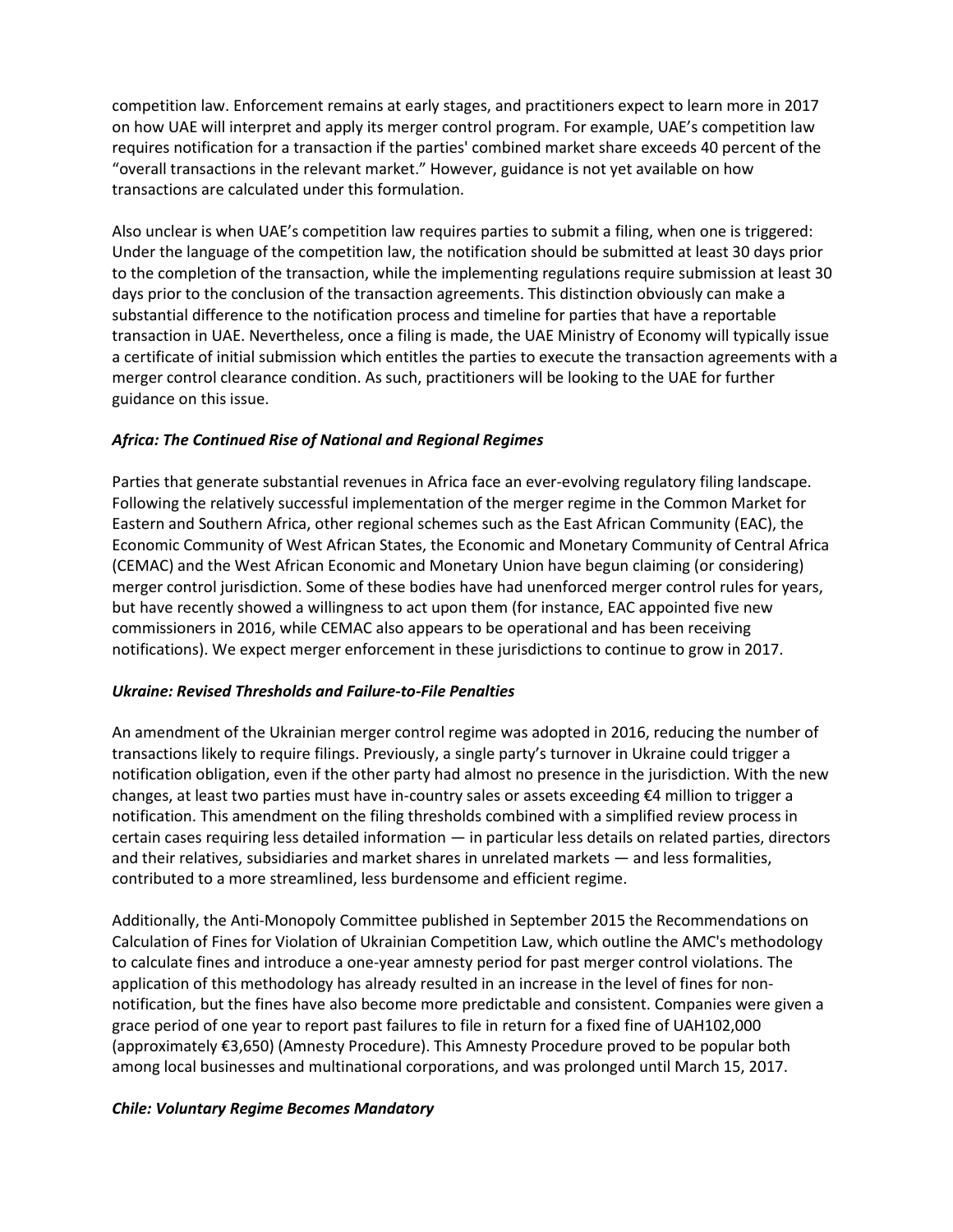competition law. Enforcement remains at early stages, and practitioners expect to learn more in 2017 on how UAE will interpret and apply its merger control program. For example, UAE's competition law requires notification for a transaction if the parties' combined market share exceeds 40 percent of the "overall transactions in the relevant market." However, guidance is not yet available on how transactions are calculated under this formulation.

Also unclear is when UAE's competition law requires parties to submit a filing, when one is triggered: Under the language of the competition law, the notification should be submitted at least 30 days prior to the completion of the transaction, while the implementing regulations require submission at least 30 days prior to the conclusion of the transaction agreements. This distinction obviously can make a substantial difference to the notification process and timeline for parties that have a reportable transaction in UAE. Nevertheless, once a filing is made, the UAE Ministry of Economy will typically issue a certificate of initial submission which entitles the parties to execute the transaction agreements with a merger control clearance condition. As such, practitioners will be looking to the UAE for further guidance on this issue.

### *Africa: The Continued Rise of National and Regional Regimes*

Parties that generate substantial revenues in Africa face an ever-evolving regulatory filing landscape. Following the relatively successful implementation of the merger regime in the Common Market for Eastern and Southern Africa, other regional schemes such as the East African Community (EAC), the Economic Community of West African States, the Economic and Monetary Community of Central Africa (CEMAC) and the West African Economic and Monetary Union have begun claiming (or considering) merger control jurisdiction. Some of these bodies have had unenforced merger control rules for years, but have recently showed a willingness to act upon them (for instance, EAC appointed five new commissioners in 2016, while CEMAC also appears to be operational and has been receiving notifications). We expect merger enforcement in these jurisdictions to continue to grow in 2017.

### *Ukraine: Revised Thresholds and Failure-to-File Penalties*

An amendment of the Ukrainian merger control regime was adopted in 2016, reducing the number of transactions likely to require filings. Previously, a single party's turnover in Ukraine could trigger a notification obligation, even if the other party had almost no presence in the jurisdiction. With the new changes, at least two parties must have in-country sales or assets exceeding €4 million to trigger a notification. This amendment on the filing thresholds combined with a simplified review process in certain cases requiring less detailed information — in particular less details on related parties, directors and their relatives, subsidiaries and market shares in unrelated markets — and less formalities, contributed to a more streamlined, less burdensome and efficient regime.

Additionally, the Anti-Monopoly Committee published in September 2015 the Recommendations on Calculation of Fines for Violation of Ukrainian Competition Law, which outline the AMC's methodology to calculate fines and introduce a one-year amnesty period for past merger control violations. The application of this methodology has already resulted in an increase in the level of fines for non-notification, but the fines have also become more predictable and consistent. Companies were given a grace period of one year to report past failures to file in return for a fixed fine of UAH102,000 (approximately €3,650) (Amnesty Procedure). This Amnesty Procedure proved to be popular both among local businesses and multinational corporations, and was prolonged until March 15, 2017.

### *Chile: Voluntary Regime Becomes Mandatory*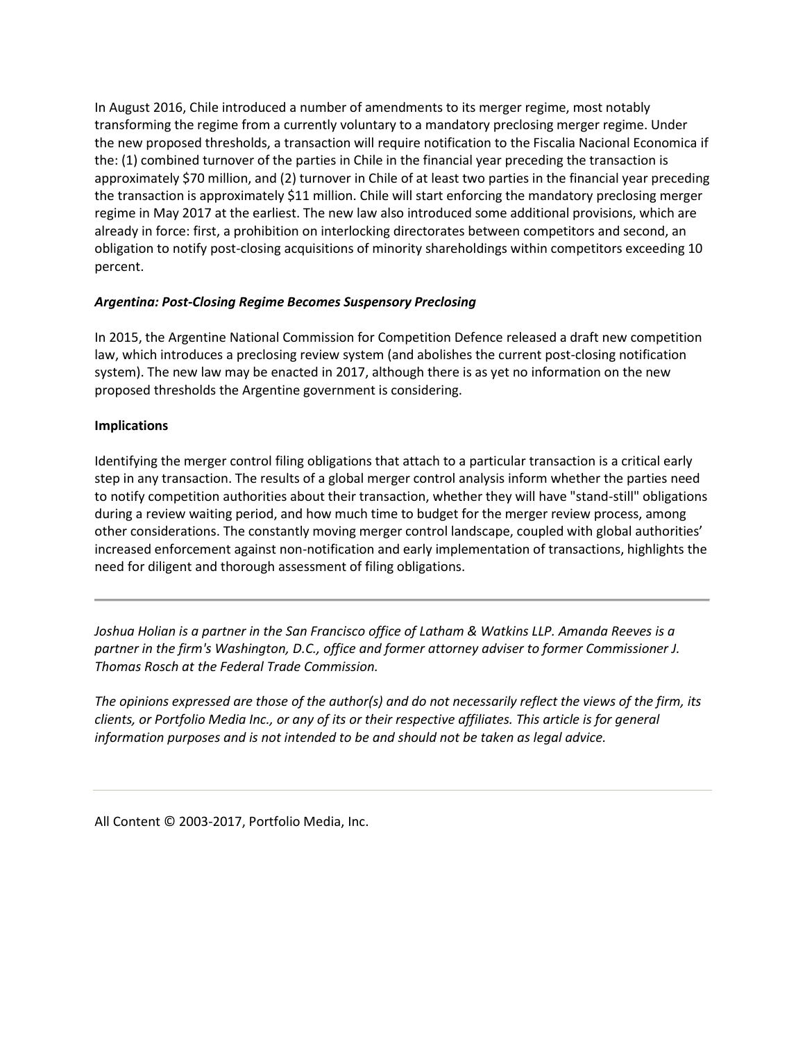In August 2016, Chile introduced a number of amendments to its merger regime, most notably transforming the regime from a currently voluntary to a mandatory preclosing merger regime. Under the new proposed thresholds, a transaction will require notification to the Fiscalia Nacional Economica if the: (1) combined turnover of the parties in Chile in the financial year preceding the transaction is approximately $70 million, and (2) turnover in Chile of at least two parties in the financial year preceding the transaction is approximately $11 million. Chile will start enforcing the mandatory preclosing merger regime in May 2017 at the earliest. The new law also introduced some additional provisions, which are already in force: first, a prohibition on interlocking directorates between competitors and second, an obligation to notify post-closing acquisitions of minority shareholdings within competitors exceeding 10 percent.

***Argentina: Post-Closing Regime Becomes Suspensory Preclosing***

In 2015, the Argentine National Commission for Competition Defence released a draft new competition law, which introduces a preclosing review system (and abolishes the current post-closing notification system). The new law may be enacted in 2017, although there is as yet no information on the new proposed thresholds the Argentine government is considering.

**Implications**

Identifying the merger control filing obligations that attach to a particular transaction is a critical early step in any transaction. The results of a global merger control analysis inform whether the parties need to notify competition authorities about their transaction, whether they will have "stand-still" obligations during a review waiting period, and how much time to budget for the merger review process, among other considerations. The constantly moving merger control landscape, coupled with global authorities' increased enforcement against non-notification and early implementation of transactions, highlights the need for diligent and thorough assessment of filing obligations.

---

*Joshua Holian is a partner in the San Francisco office of Latham & Watkins LLP. Amanda Reeves is a partner in the firm's Washington, D.C., office and former attorney adviser to former Commissioner J. Thomas Rosch at the Federal Trade Commission.*

*The opinions expressed are those of the author(s) and do not necessarily reflect the views of the firm, its clients, or Portfolio Media Inc., or any of its or their respective affiliates. This article is for general information purposes and is not intended to be and should not be taken as legal advice.*

---

All Content © 2003-2017, Portfolio Media, Inc.